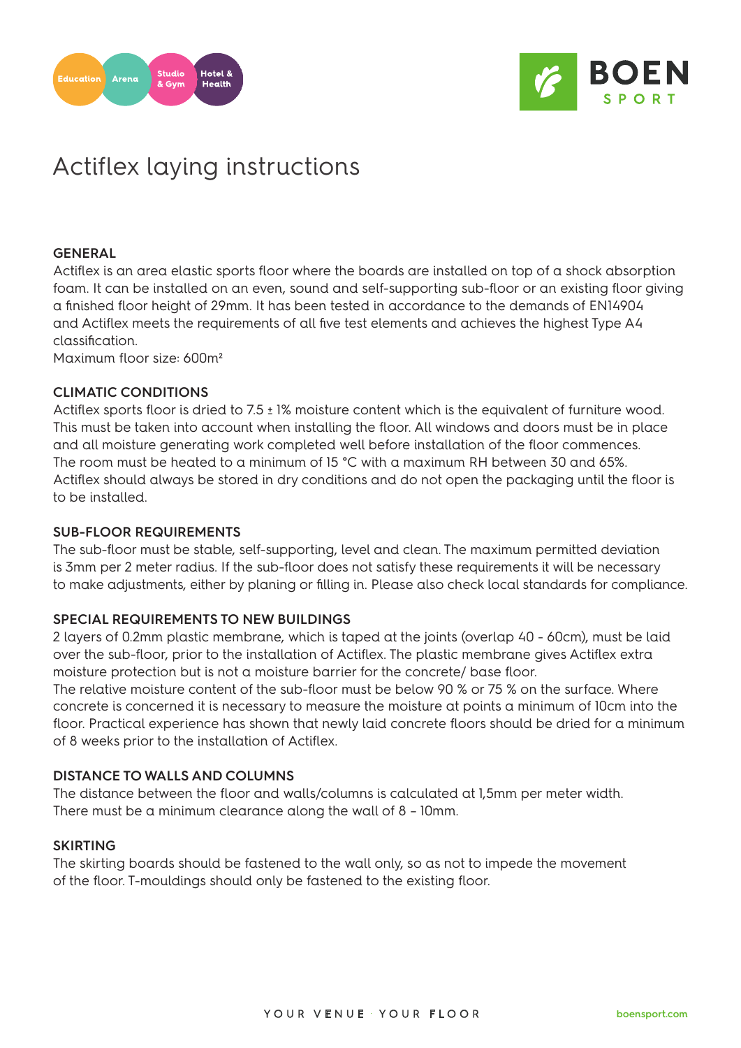# Actiflex laying instructions

## GENERAL

Actiflex is an area elastic sports floor where the boards are installed on top of a shock absorption foam. It can be installed on an even, sound and self-supporting sub-floor or an existing floor giving a finished floor height of 29mm. It has been tested in accordance to the demands of EN14904 and Actiflex meets the requirements of all five test elements and achieves the highest Type A4 classification.

Maximum floor size: 600m²

## CLIMATIC CONDITIONS

Actiflex sports floor is dried to 7.5 ± 1% moisture content which is the equivalent of furniture wood. This must be taken into account when installing the floor. All windows and doors must be in place and all moisture generating work completed well before installation of the floor commences. The room must be heated to a minimum of 15 °C with a maximum RH between 30 and 65%. Actiflex should always be stored in dry conditions and do not open the packaging until the floor is to be installed.

## SUB-FLOOR REQUIREMENTS

The sub-floor must be stable, self-supporting, level and clean. The maximum permitted deviation is 3mm per 2 meter radius. If the sub-floor does not satisfy these requirements it will be necessary to make adjustments, either by planing or filling in. Please also check local standards for compliance.

## SPECIAL REQUIREMENTS TO NEW BUILDINGS

2 layers of 0.2mm plastic membrane, which is taped at the joints (overlap 40 - 60cm), must be laid over the sub-floor, prior to the installation of Actiflex. The plastic membrane gives Actiflex extra moisture protection but is not a moisture barrier for the concrete/ base floor.

The relative moisture content of the sub-floor must be below 90 % or 75 % on the surface. Where concrete is concerned it is necessary to measure the moisture at points a minimum of 10cm into the floor. Practical experience has shown that newly laid concrete floors should be dried for a minimum of 8 weeks prior to the installation of Actiflex.

## DISTANCE TO WALLS AND COLUMNS

The distance between the floor and walls/columns is calculated at 1,5mm per meter width. There must be a minimum clearance along the wall of 8 – 10mm.

## SKIRTING

The skirting boards should be fastened to the wall only, so as not to impede the movement of the floor. T-mouldings should only be fastened to the existing floor.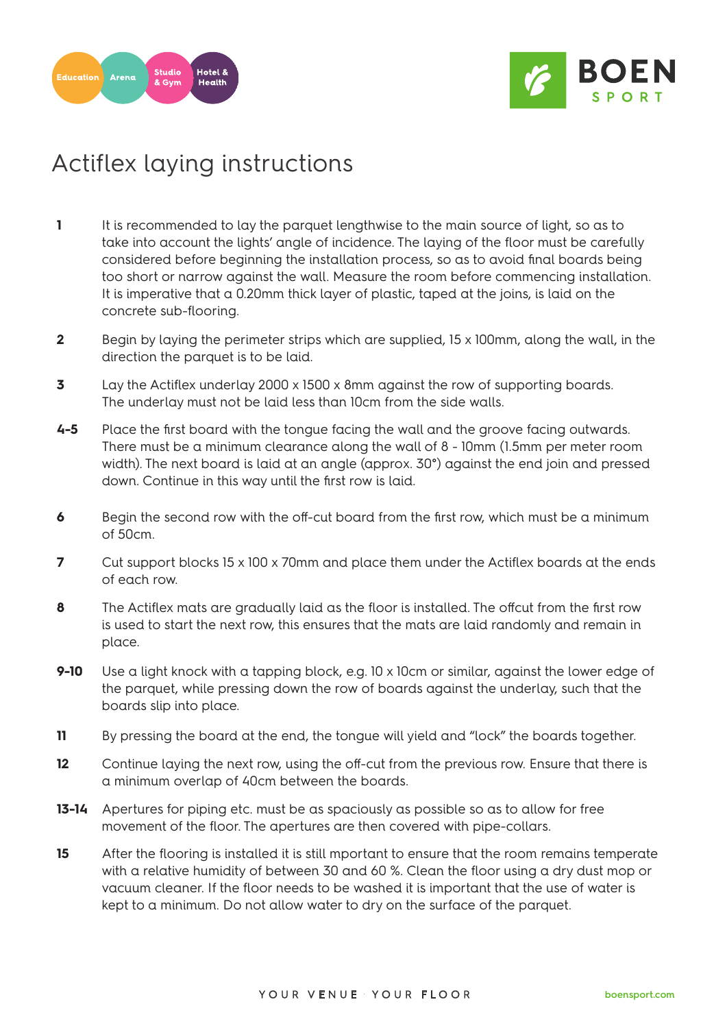# Actiflex laying instructions

| | |
|---|---|
| **1** | It is recommended to lay the parquet lengthwise to the main source of light, so as to take into account the lights' angle of incidence. The laying of the floor must be carefully considered before beginning the installation process, so as to avoid final boards being too short or narrow against the wall. Measure the room before commencing installation. It is imperative that a 0.20mm thick layer of plastic, taped at the joins, is laid on the concrete sub-flooring. |
| **2** | Begin by laying the perimeter strips which are supplied, 15 x 100mm, along the wall, in the direction the parquet is to be laid. |
| **3** | Lay the Actiflex underlay 2000 x 1500 x 8mm against the row of supporting boards. The underlay must not be laid less than 10cm from the side walls. |
| **4-5** | Place the first board with the tongue facing the wall and the groove facing outwards. There must be a minimum clearance along the wall of 8 - 10mm (1.5mm per meter room width). The next board is laid at an angle (approx. 30°) against the end join and pressed down. Continue in this way until the first row is laid. |
| **6** | Begin the second row with the off-cut board from the first row, which must be a minimum of 50cm. |
| **7** | Cut support blocks 15 x 100 x 70mm and place them under the Actiflex boards at the ends of each row. |
| **8** | The Actiflex mats are gradually laid as the floor is installed. The offcut from the first row is used to start the next row, this ensures that the mats are laid randomly and remain in place. |
| **9-10** | Use a light knock with a tapping block, e.g. 10 x 10cm or similar, against the lower edge of the parquet, while pressing down the row of boards against the underlay, such that the boards slip into place. |
| **11** | By pressing the board at the end, the tongue will yield and "lock" the boards together. |
| **12** | Continue laying the next row, using the off-cut from the previous row. Ensure that there is a minimum overlap of 40cm between the boards. |
| **13-14** | Apertures for piping etc. must be as spaciously as possible so as to allow for free movement of the floor. The apertures are then covered with pipe-collars. |
| **15** | After the flooring is installed it is still mportant to ensure that the room remains temperate with a relative humidity of between 30 and 60 %. Clean the floor using a dry dust mop or vacuum cleaner. If the floor needs to be washed it is important that the use of water is kept to a minimum. Do not allow water to dry on the surface of the parquet. |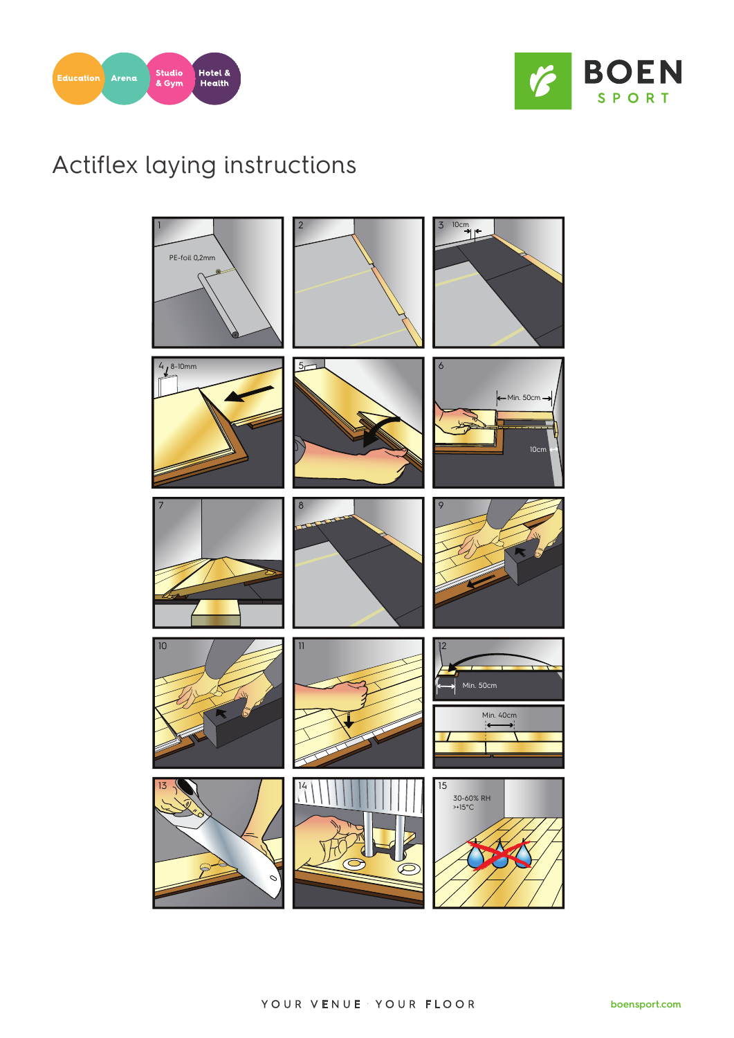Education Arena Studio & Gym Hotel & Health

BOEN SPORT

# Actiflex laying instructions

1
PE-foil 0,2mm

2

3
10cm

4
8-10mm

5

6
Min. 50cm
10cm

7

8

9

10

11

12
Min. 50cm
Min. 40cm

13

14

15
30-60% RH
>+15°C

YOUR VENUE · YOUR FLOOR

boensport.com